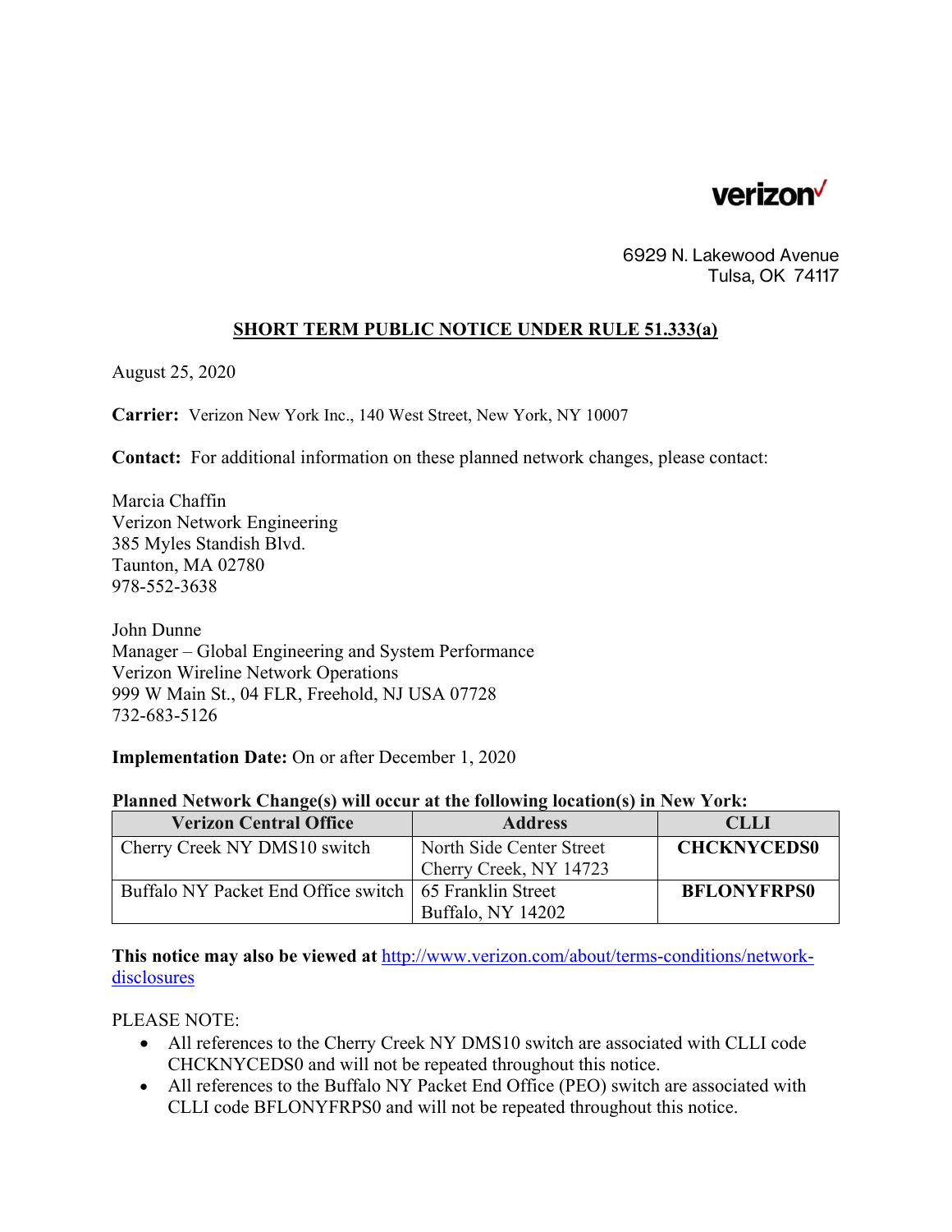verizon

6929 N. Lakewood Avenue
Tulsa, OK 74117

## SHORT TERM PUBLIC NOTICE UNDER RULE 51.333(a)

August 25, 2020

**Carrier:** Verizon New York Inc., 140 West Street, New York, NY 10007

**Contact:** For additional information on these planned network changes, please contact:

Marcia Chaffin
Verizon Network Engineering
385 Myles Standish Blvd.
Taunton, MA 02780
978-552-3638

John Dunne
Manager – Global Engineering and System Performance
Verizon Wireline Network Operations
999 W Main St., 04 FLR, Freehold, NJ USA 07728
732-683-5126

**Implementation Date:** On or after December 1, 2020

**Planned Network Change(s) will occur at the following location(s) in New York:**

| Verizon Central Office | Address | CLLI |
|---|---|---|
| Cherry Creek NY DMS10 switch | North Side Center Street Cherry Creek, NY 14723 | **CHCKNYCEDS0** |
| Buffalo NY Packet End Office switch | 65 Franklin Street Buffalo, NY 14202 | **BFLONYFRPS0** |

**This notice may also be viewed at** http://www.verizon.com/about/terms-conditions/network-disclosures

PLEASE NOTE:

- All references to the Cherry Creek NY DMS10 switch are associated with CLLI code CHCKNYCEDS0 and will not be repeated throughout this notice.
- All references to the Buffalo NY Packet End Office (PEO) switch are associated with CLLI code BFLONYFRPS0 and will not be repeated throughout this notice.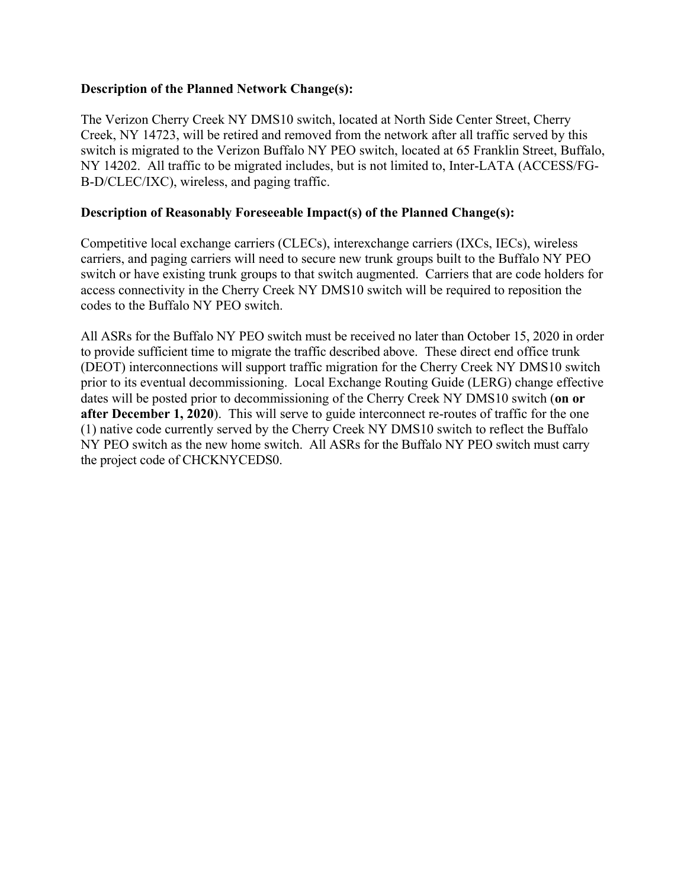**Description of the Planned Network Change(s):**

The Verizon Cherry Creek NY DMS10 switch, located at North Side Center Street, Cherry Creek, NY 14723, will be retired and removed from the network after all traffic served by this switch is migrated to the Verizon Buffalo NY PEO switch, located at 65 Franklin Street, Buffalo, NY 14202. All traffic to be migrated includes, but is not limited to, Inter-LATA (ACCESS/FG-B-D/CLEC/IXC), wireless, and paging traffic.

**Description of Reasonably Foreseeable Impact(s) of the Planned Change(s):**

Competitive local exchange carriers (CLECs), interexchange carriers (IXCs, IECs), wireless carriers, and paging carriers will need to secure new trunk groups built to the Buffalo NY PEO switch or have existing trunk groups to that switch augmented. Carriers that are code holders for access connectivity in the Cherry Creek NY DMS10 switch will be required to reposition the codes to the Buffalo NY PEO switch.

All ASRs for the Buffalo NY PEO switch must be received no later than October 15, 2020 in order to provide sufficient time to migrate the traffic described above. These direct end office trunk (DEOT) interconnections will support traffic migration for the Cherry Creek NY DMS10 switch prior to its eventual decommissioning. Local Exchange Routing Guide (LERG) change effective dates will be posted prior to decommissioning of the Cherry Creek NY DMS10 switch (**on or after December 1, 2020**). This will serve to guide interconnect re-routes of traffic for the one (1) native code currently served by the Cherry Creek NY DMS10 switch to reflect the Buffalo NY PEO switch as the new home switch. All ASRs for the Buffalo NY PEO switch must carry the project code of CHCKNYCEDS0.